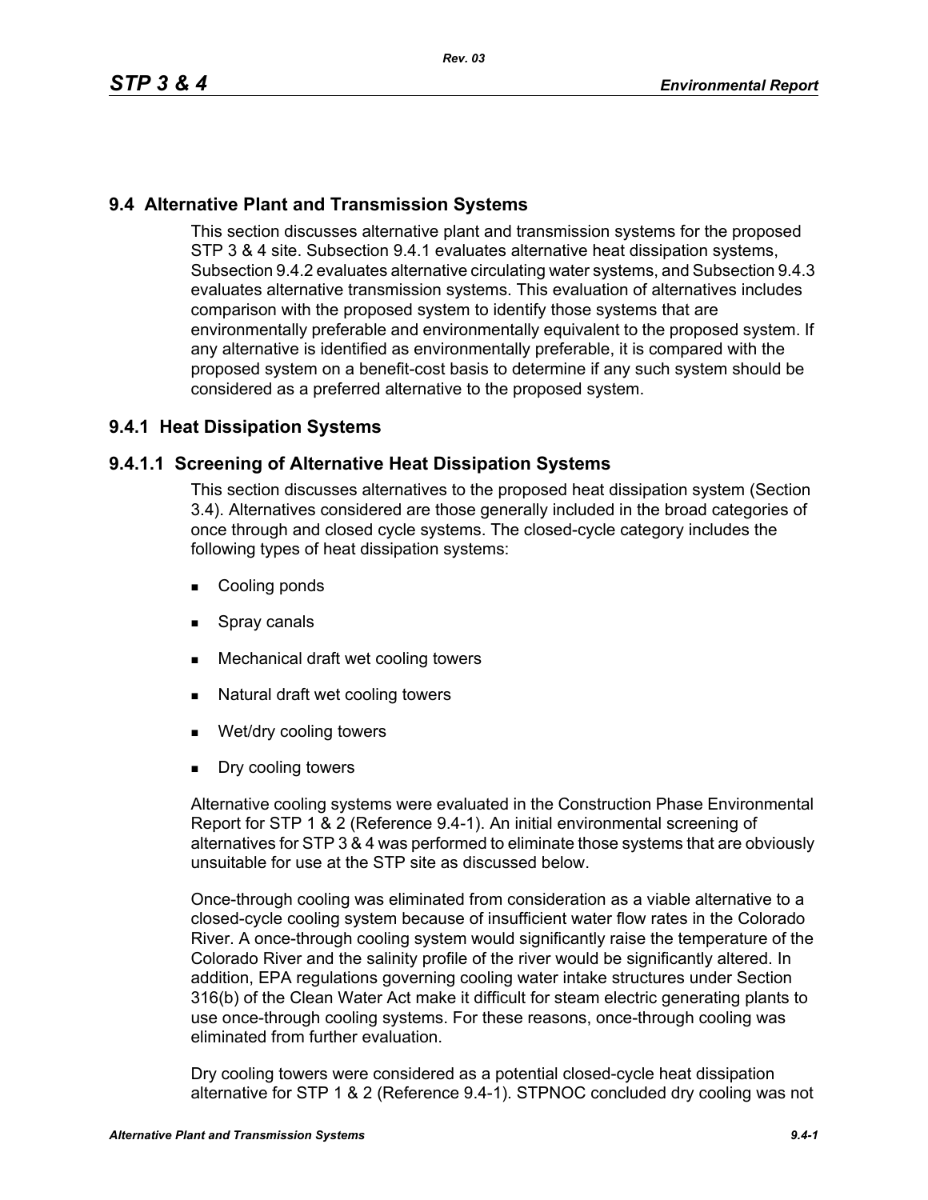## 9.4 Alternative Plant and Transmission Systems

This section discusses alternative plant and transmission systems for the proposed STP 3 & 4 site. Subsection 9.4.1 evaluates alternative heat dissipation systems, Subsection 9.4.2 evaluates alternative circulating water systems, and Subsection 9.4.3 evaluates alternative transmission systems. This evaluation of alternatives includes comparison with the proposed system to identify those systems that are environmentally preferable and environmentally equivalent to the proposed system. If any alternative is identified as environmentally preferable, it is compared with the proposed system on a benefit-cost basis to determine if any such system should be considered as a preferred alternative to the proposed system.

### 9.4.1 Heat Dissipation Systems

#### 9.4.1.1 Screening of Alternative Heat Dissipation Systems

This section discusses alternatives to the proposed heat dissipation system (Section 3.4). Alternatives considered are those generally included in the broad categories of once through and closed cycle systems. The closed-cycle category includes the following types of heat dissipation systems:

- Cooling ponds
- Spray canals
- Mechanical draft wet cooling towers
- Natural draft wet cooling towers
- Wet/dry cooling towers
- Dry cooling towers

Alternative cooling systems were evaluated in the Construction Phase Environmental Report for STP 1 & 2 (Reference 9.4-1). An initial environmental screening of alternatives for STP 3 & 4 was performed to eliminate those systems that are obviously unsuitable for use at the STP site as discussed below.

Once-through cooling was eliminated from consideration as a viable alternative to a closed-cycle cooling system because of insufficient water flow rates in the Colorado River. A once-through cooling system would significantly raise the temperature of the Colorado River and the salinity profile of the river would be significantly altered. In addition, EPA regulations governing cooling water intake structures under Section 316(b) of the Clean Water Act make it difficult for steam electric generating plants to use once-through cooling systems. For these reasons, once-through cooling was eliminated from further evaluation.

Dry cooling towers were considered as a potential closed-cycle heat dissipation alternative for STP 1 & 2 (Reference 9.4-1). STPNOC concluded dry cooling was not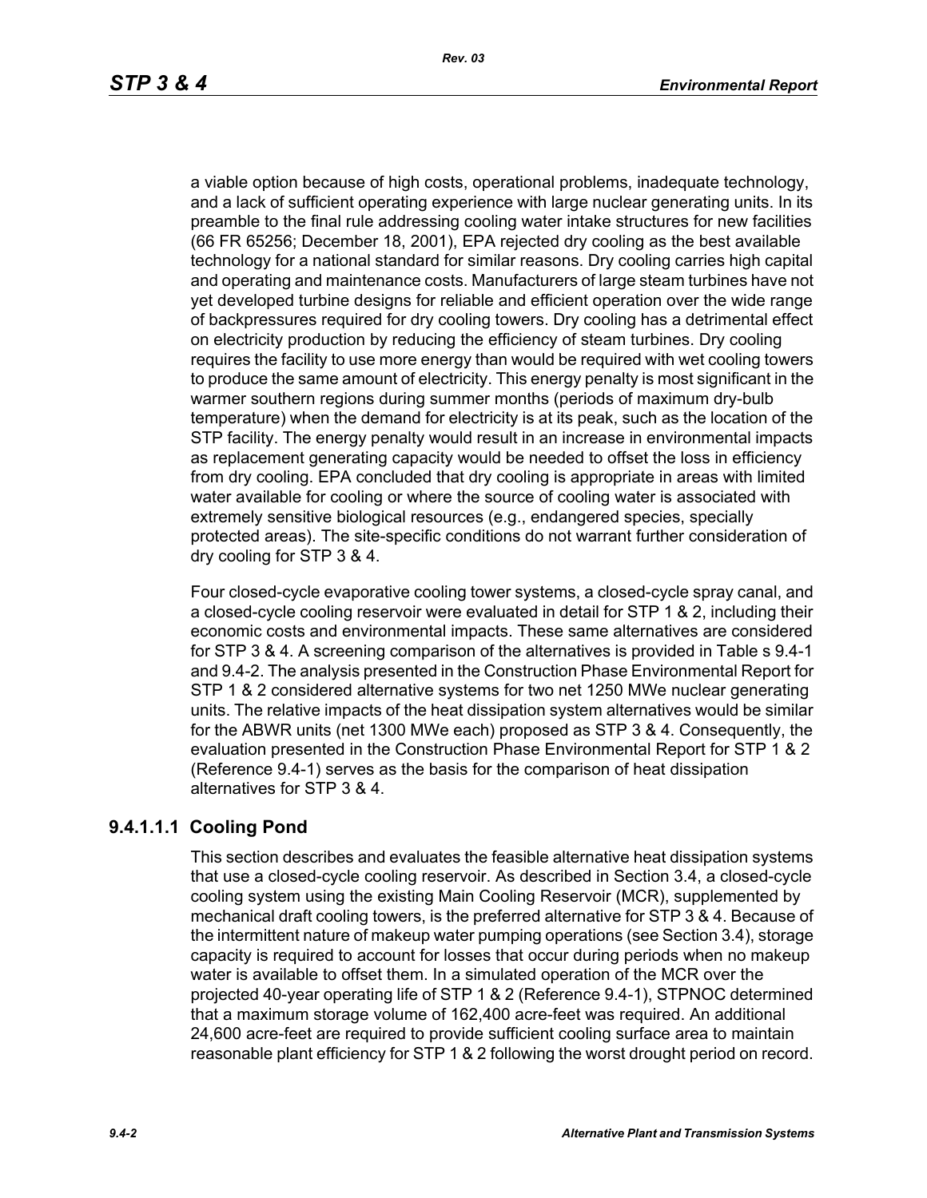a viable option because of high costs, operational problems, inadequate technology, and a lack of sufficient operating experience with large nuclear generating units. In its preamble to the final rule addressing cooling water intake structures for new facilities (66 FR 65256; December 18, 2001), EPA rejected dry cooling as the best available technology for a national standard for similar reasons. Dry cooling carries high capital and operating and maintenance costs. Manufacturers of large steam turbines have not yet developed turbine designs for reliable and efficient operation over the wide range of backpressures required for dry cooling towers. Dry cooling has a detrimental effect on electricity production by reducing the efficiency of steam turbines. Dry cooling requires the facility to use more energy than would be required with wet cooling towers to produce the same amount of electricity. This energy penalty is most significant in the warmer southern regions during summer months (periods of maximum dry-bulb temperature) when the demand for electricity is at its peak, such as the location of the STP facility. The energy penalty would result in an increase in environmental impacts as replacement generating capacity would be needed to offset the loss in efficiency from dry cooling. EPA concluded that dry cooling is appropriate in areas with limited water available for cooling or where the source of cooling water is associated with extremely sensitive biological resources (e.g., endangered species, specially protected areas). The site-specific conditions do not warrant further consideration of dry cooling for STP 3 & 4.

Four closed-cycle evaporative cooling tower systems, a closed-cycle spray canal, and a closed-cycle cooling reservoir were evaluated in detail for STP 1 & 2, including their economic costs and environmental impacts. These same alternatives are considered for STP 3 & 4. A screening comparison of the alternatives is provided in Table s 9.4-1 and 9.4-2. The analysis presented in the Construction Phase Environmental Report for STP 1 & 2 considered alternative systems for two net 1250 MWe nuclear generating units. The relative impacts of the heat dissipation system alternatives would be similar for the ABWR units (net 1300 MWe each) proposed as STP 3 & 4. Consequently, the evaluation presented in the Construction Phase Environmental Report for STP 1 & 2 (Reference 9.4-1) serves as the basis for the comparison of heat dissipation alternatives for STP 3 & 4.

#### 9.4.1.1.1 Cooling Pond

This section describes and evaluates the feasible alternative heat dissipation systems that use a closed-cycle cooling reservoir. As described in Section 3.4, a closed-cycle cooling system using the existing Main Cooling Reservoir (MCR), supplemented by mechanical draft cooling towers, is the preferred alternative for STP 3 & 4. Because of the intermittent nature of makeup water pumping operations (see Section 3.4), storage capacity is required to account for losses that occur during periods when no makeup water is available to offset them. In a simulated operation of the MCR over the projected 40-year operating life of STP 1 & 2 (Reference 9.4-1), STPNOC determined that a maximum storage volume of 162,400 acre-feet was required. An additional 24,600 acre-feet are required to provide sufficient cooling surface area to maintain reasonable plant efficiency for STP 1 & 2 following the worst drought period on record.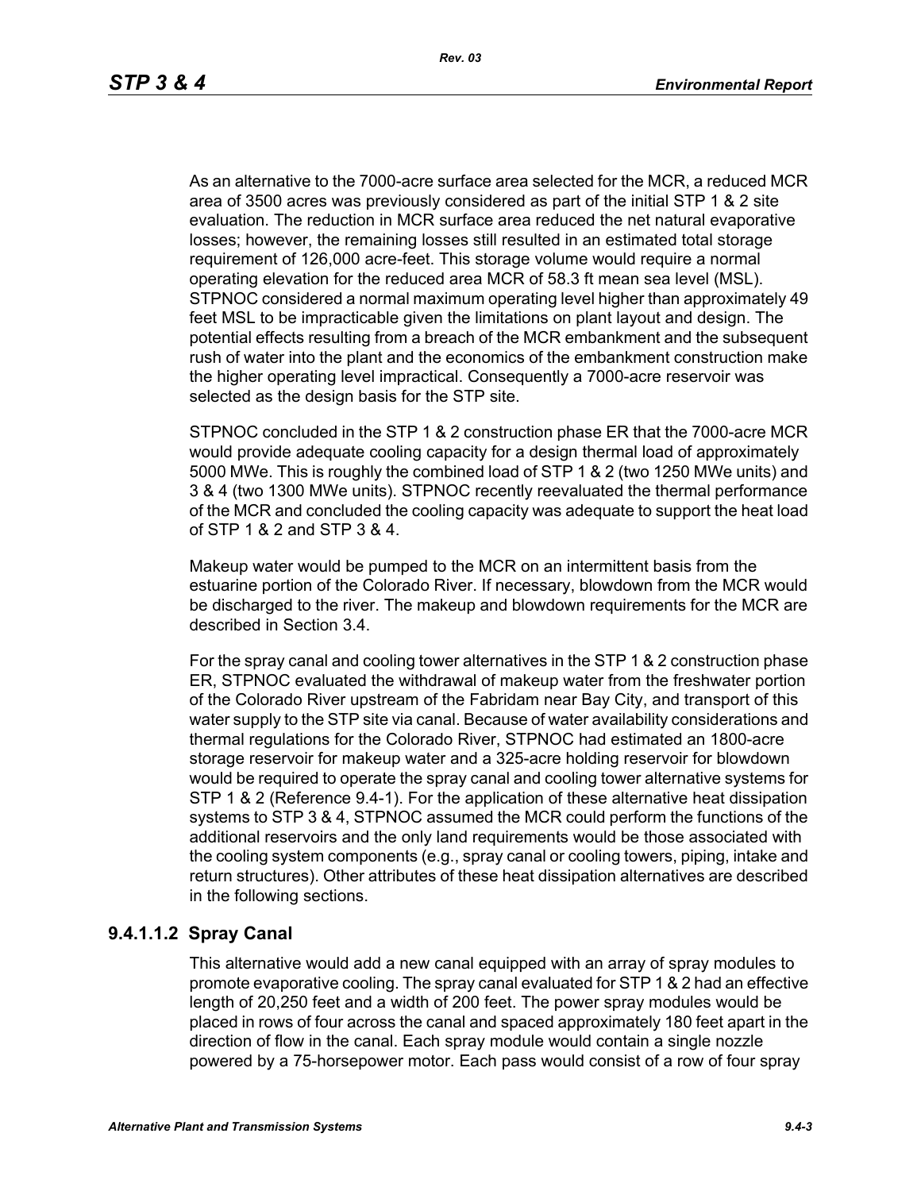As an alternative to the 7000-acre surface area selected for the MCR, a reduced MCR area of 3500 acres was previously considered as part of the initial STP 1 & 2 site evaluation. The reduction in MCR surface area reduced the net natural evaporative losses; however, the remaining losses still resulted in an estimated total storage requirement of 126,000 acre-feet. This storage volume would require a normal operating elevation for the reduced area MCR of 58.3 ft mean sea level (MSL). STPNOC considered a normal maximum operating level higher than approximately 49 feet MSL to be impracticable given the limitations on plant layout and design. The potential effects resulting from a breach of the MCR embankment and the subsequent rush of water into the plant and the economics of the embankment construction make the higher operating level impractical. Consequently a 7000-acre reservoir was selected as the design basis for the STP site.

STPNOC concluded in the STP 1 & 2 construction phase ER that the 7000-acre MCR would provide adequate cooling capacity for a design thermal load of approximately 5000 MWe. This is roughly the combined load of STP 1 & 2 (two 1250 MWe units) and 3 & 4 (two 1300 MWe units). STPNOC recently reevaluated the thermal performance of the MCR and concluded the cooling capacity was adequate to support the heat load of STP 1 & 2 and STP 3 & 4.

Makeup water would be pumped to the MCR on an intermittent basis from the estuarine portion of the Colorado River. If necessary, blowdown from the MCR would be discharged to the river. The makeup and blowdown requirements for the MCR are described in Section 3.4.

For the spray canal and cooling tower alternatives in the STP 1 & 2 construction phase ER, STPNOC evaluated the withdrawal of makeup water from the freshwater portion of the Colorado River upstream of the Fabridam near Bay City, and transport of this water supply to the STP site via canal. Because of water availability considerations and thermal regulations for the Colorado River, STPNOC had estimated an 1800-acre storage reservoir for makeup water and a 325-acre holding reservoir for blowdown would be required to operate the spray canal and cooling tower alternative systems for STP 1 & 2 (Reference 9.4-1). For the application of these alternative heat dissipation systems to STP 3 & 4, STPNOC assumed the MCR could perform the functions of the additional reservoirs and the only land requirements would be those associated with the cooling system components (e.g., spray canal or cooling towers, piping, intake and return structures). Other attributes of these heat dissipation alternatives are described in the following sections.

### 9.4.1.1.2 Spray Canal

This alternative would add a new canal equipped with an array of spray modules to promote evaporative cooling. The spray canal evaluated for STP 1 & 2 had an effective length of 20,250 feet and a width of 200 feet. The power spray modules would be placed in rows of four across the canal and spaced approximately 180 feet apart in the direction of flow in the canal. Each spray module would contain a single nozzle powered by a 75-horsepower motor. Each pass would consist of a row of four spray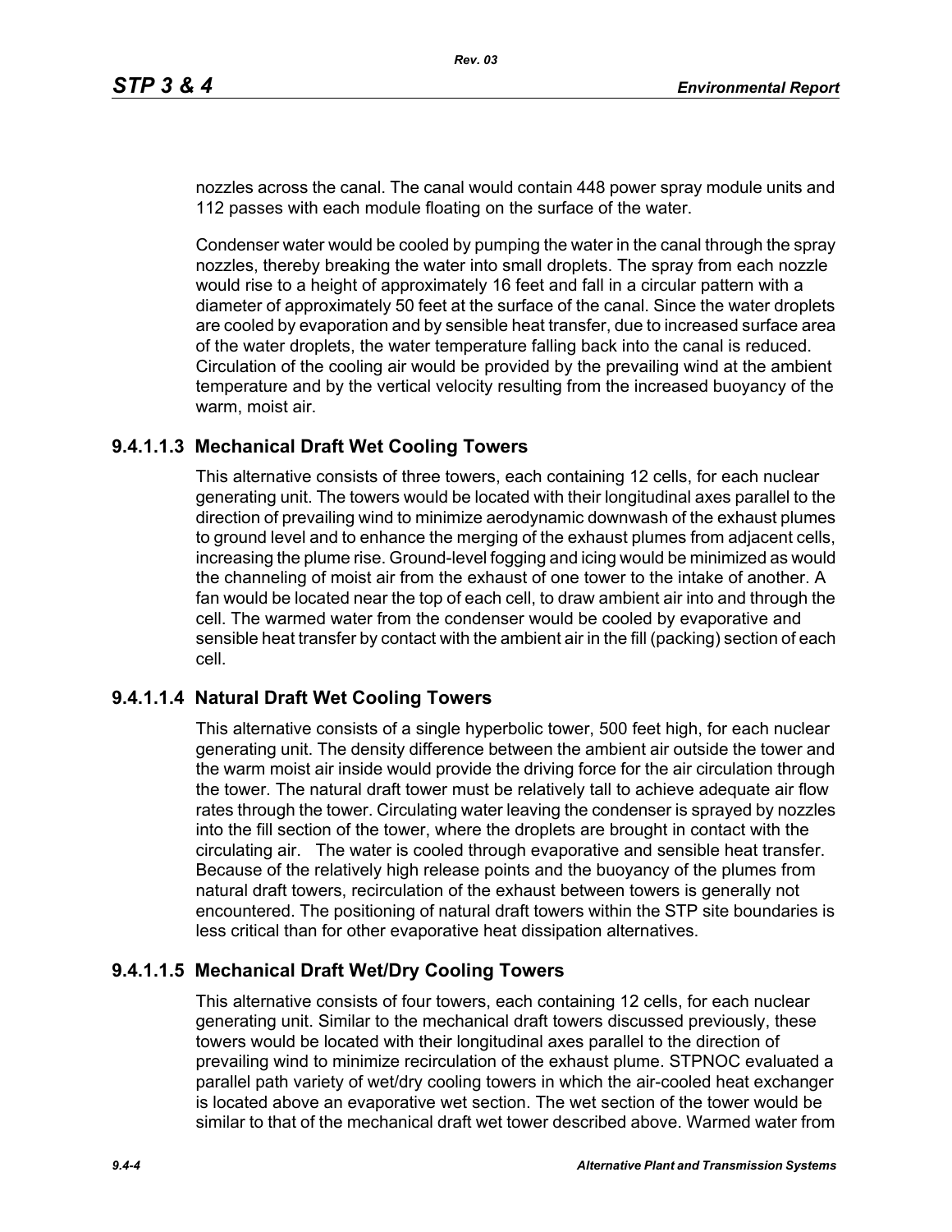nozzles across the canal. The canal would contain 448 power spray module units and 112 passes with each module floating on the surface of the water.

Condenser water would be cooled by pumping the water in the canal through the spray nozzles, thereby breaking the water into small droplets. The spray from each nozzle would rise to a height of approximately 16 feet and fall in a circular pattern with a diameter of approximately 50 feet at the surface of the canal. Since the water droplets are cooled by evaporation and by sensible heat transfer, due to increased surface area of the water droplets, the water temperature falling back into the canal is reduced. Circulation of the cooling air would be provided by the prevailing wind at the ambient temperature and by the vertical velocity resulting from the increased buoyancy of the warm, moist air.

#### 9.4.1.1.3 Mechanical Draft Wet Cooling Towers

This alternative consists of three towers, each containing 12 cells, for each nuclear generating unit. The towers would be located with their longitudinal axes parallel to the direction of prevailing wind to minimize aerodynamic downwash of the exhaust plumes to ground level and to enhance the merging of the exhaust plumes from adjacent cells, increasing the plume rise. Ground-level fogging and icing would be minimized as would the channeling of moist air from the exhaust of one tower to the intake of another. A fan would be located near the top of each cell, to draw ambient air into and through the cell. The warmed water from the condenser would be cooled by evaporative and sensible heat transfer by contact with the ambient air in the fill (packing) section of each cell.

#### 9.4.1.1.4 Natural Draft Wet Cooling Towers

This alternative consists of a single hyperbolic tower, 500 feet high, for each nuclear generating unit. The density difference between the ambient air outside the tower and the warm moist air inside would provide the driving force for the air circulation through the tower. The natural draft tower must be relatively tall to achieve adequate air flow rates through the tower. Circulating water leaving the condenser is sprayed by nozzles into the fill section of the tower, where the droplets are brought in contact with the circulating air. The water is cooled through evaporative and sensible heat transfer. Because of the relatively high release points and the buoyancy of the plumes from natural draft towers, recirculation of the exhaust between towers is generally not encountered. The positioning of natural draft towers within the STP site boundaries is less critical than for other evaporative heat dissipation alternatives.

#### 9.4.1.1.5 Mechanical Draft Wet/Dry Cooling Towers

This alternative consists of four towers, each containing 12 cells, for each nuclear generating unit. Similar to the mechanical draft towers discussed previously, these towers would be located with their longitudinal axes parallel to the direction of prevailing wind to minimize recirculation of the exhaust plume. STPNOC evaluated a parallel path variety of wet/dry cooling towers in which the air-cooled heat exchanger is located above an evaporative wet section. The wet section of the tower would be similar to that of the mechanical draft wet tower described above. Warmed water from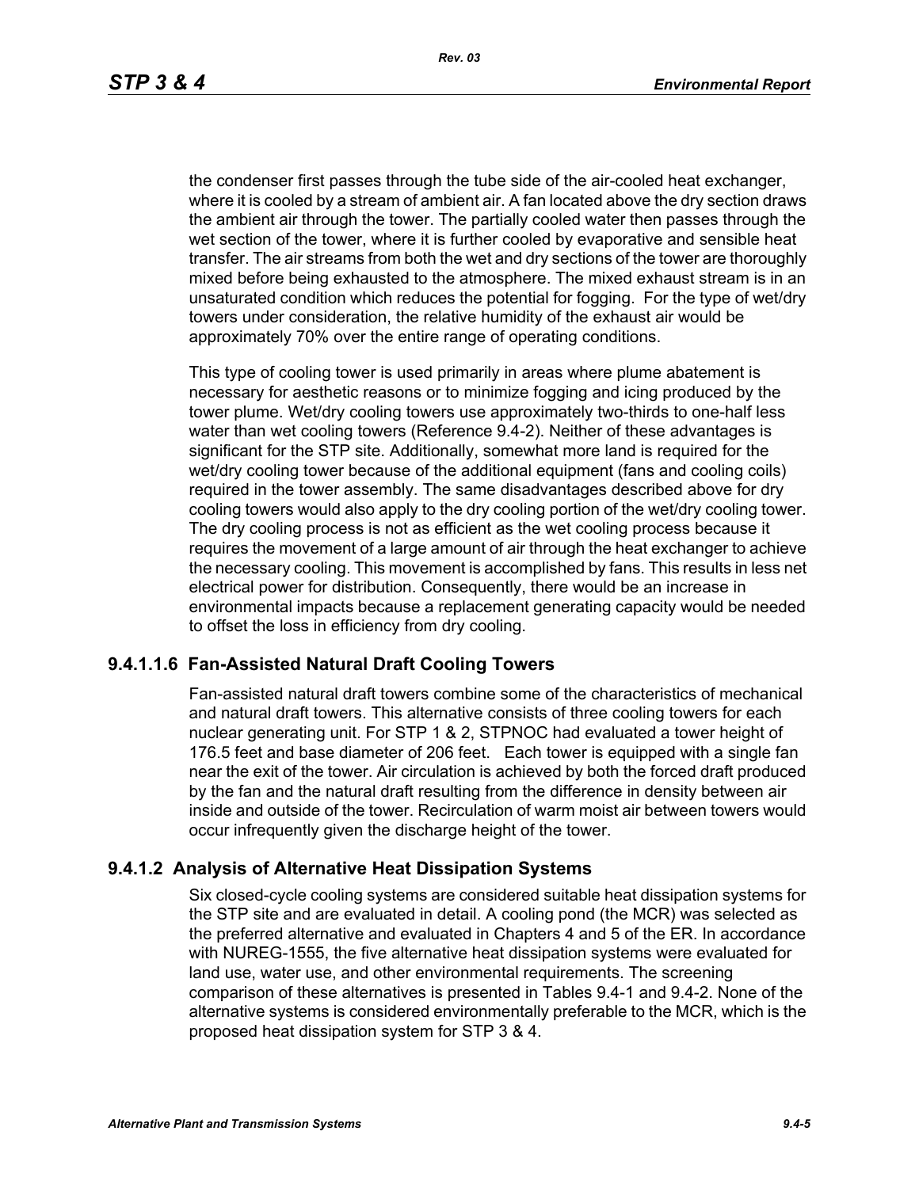the condenser first passes through the tube side of the air-cooled heat exchanger, where it is cooled by a stream of ambient air. A fan located above the dry section draws the ambient air through the tower. The partially cooled water then passes through the wet section of the tower, where it is further cooled by evaporative and sensible heat transfer. The air streams from both the wet and dry sections of the tower are thoroughly mixed before being exhausted to the atmosphere. The mixed exhaust stream is in an unsaturated condition which reduces the potential for fogging. For the type of wet/dry towers under consideration, the relative humidity of the exhaust air would be approximately 70% over the entire range of operating conditions.

This type of cooling tower is used primarily in areas where plume abatement is necessary for aesthetic reasons or to minimize fogging and icing produced by the tower plume. Wet/dry cooling towers use approximately two-thirds to one-half less water than wet cooling towers (Reference 9.4-2). Neither of these advantages is significant for the STP site. Additionally, somewhat more land is required for the wet/dry cooling tower because of the additional equipment (fans and cooling coils) required in the tower assembly. The same disadvantages described above for dry cooling towers would also apply to the dry cooling portion of the wet/dry cooling tower. The dry cooling process is not as efficient as the wet cooling process because it requires the movement of a large amount of air through the heat exchanger to achieve the necessary cooling. This movement is accomplished by fans. This results in less net electrical power for distribution. Consequently, there would be an increase in environmental impacts because a replacement generating capacity would be needed to offset the loss in efficiency from dry cooling.

### 9.4.1.1.6 Fan-Assisted Natural Draft Cooling Towers

Fan-assisted natural draft towers combine some of the characteristics of mechanical and natural draft towers. This alternative consists of three cooling towers for each nuclear generating unit. For STP 1 & 2, STPNOC had evaluated a tower height of 176.5 feet and base diameter of 206 feet. Each tower is equipped with a single fan near the exit of the tower. Air circulation is achieved by both the forced draft produced by the fan and the natural draft resulting from the difference in density between air inside and outside of the tower. Recirculation of warm moist air between towers would occur infrequently given the discharge height of the tower.

## 9.4.1.2 Analysis of Alternative Heat Dissipation Systems

Six closed-cycle cooling systems are considered suitable heat dissipation systems for the STP site and are evaluated in detail. A cooling pond (the MCR) was selected as the preferred alternative and evaluated in Chapters 4 and 5 of the ER. In accordance with NUREG-1555, the five alternative heat dissipation systems were evaluated for land use, water use, and other environmental requirements. The screening comparison of these alternatives is presented in Tables 9.4-1 and 9.4-2. None of the alternative systems is considered environmentally preferable to the MCR, which is the proposed heat dissipation system for STP 3 & 4.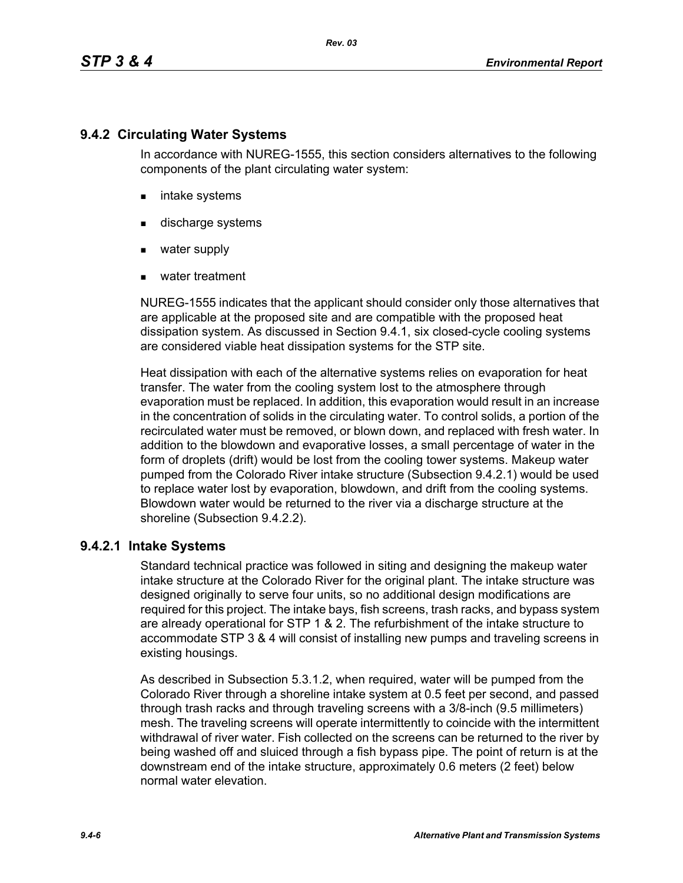## 9.4.2 Circulating Water Systems

In accordance with NUREG-1555, this section considers alternatives to the following components of the plant circulating water system:

- intake systems
- discharge systems
- water supply
- water treatment

NUREG-1555 indicates that the applicant should consider only those alternatives that are applicable at the proposed site and are compatible with the proposed heat dissipation system. As discussed in Section 9.4.1, six closed-cycle cooling systems are considered viable heat dissipation systems for the STP site.

Heat dissipation with each of the alternative systems relies on evaporation for heat transfer. The water from the cooling system lost to the atmosphere through evaporation must be replaced. In addition, this evaporation would result in an increase in the concentration of solids in the circulating water. To control solids, a portion of the recirculated water must be removed, or blown down, and replaced with fresh water. In addition to the blowdown and evaporative losses, a small percentage of water in the form of droplets (drift) would be lost from the cooling tower systems. Makeup water pumped from the Colorado River intake structure (Subsection 9.4.2.1) would be used to replace water lost by evaporation, blowdown, and drift from the cooling systems. Blowdown water would be returned to the river via a discharge structure at the shoreline (Subsection 9.4.2.2).

### 9.4.2.1 Intake Systems

Standard technical practice was followed in siting and designing the makeup water intake structure at the Colorado River for the original plant. The intake structure was designed originally to serve four units, so no additional design modifications are required for this project. The intake bays, fish screens, trash racks, and bypass system are already operational for STP 1 & 2. The refurbishment of the intake structure to accommodate STP 3 & 4 will consist of installing new pumps and traveling screens in existing housings.

As described in Subsection 5.3.1.2, when required, water will be pumped from the Colorado River through a shoreline intake system at 0.5 feet per second, and passed through trash racks and through traveling screens with a 3/8-inch (9.5 millimeters) mesh. The traveling screens will operate intermittently to coincide with the intermittent withdrawal of river water. Fish collected on the screens can be returned to the river by being washed off and sluiced through a fish bypass pipe. The point of return is at the downstream end of the intake structure, approximately 0.6 meters (2 feet) below normal water elevation.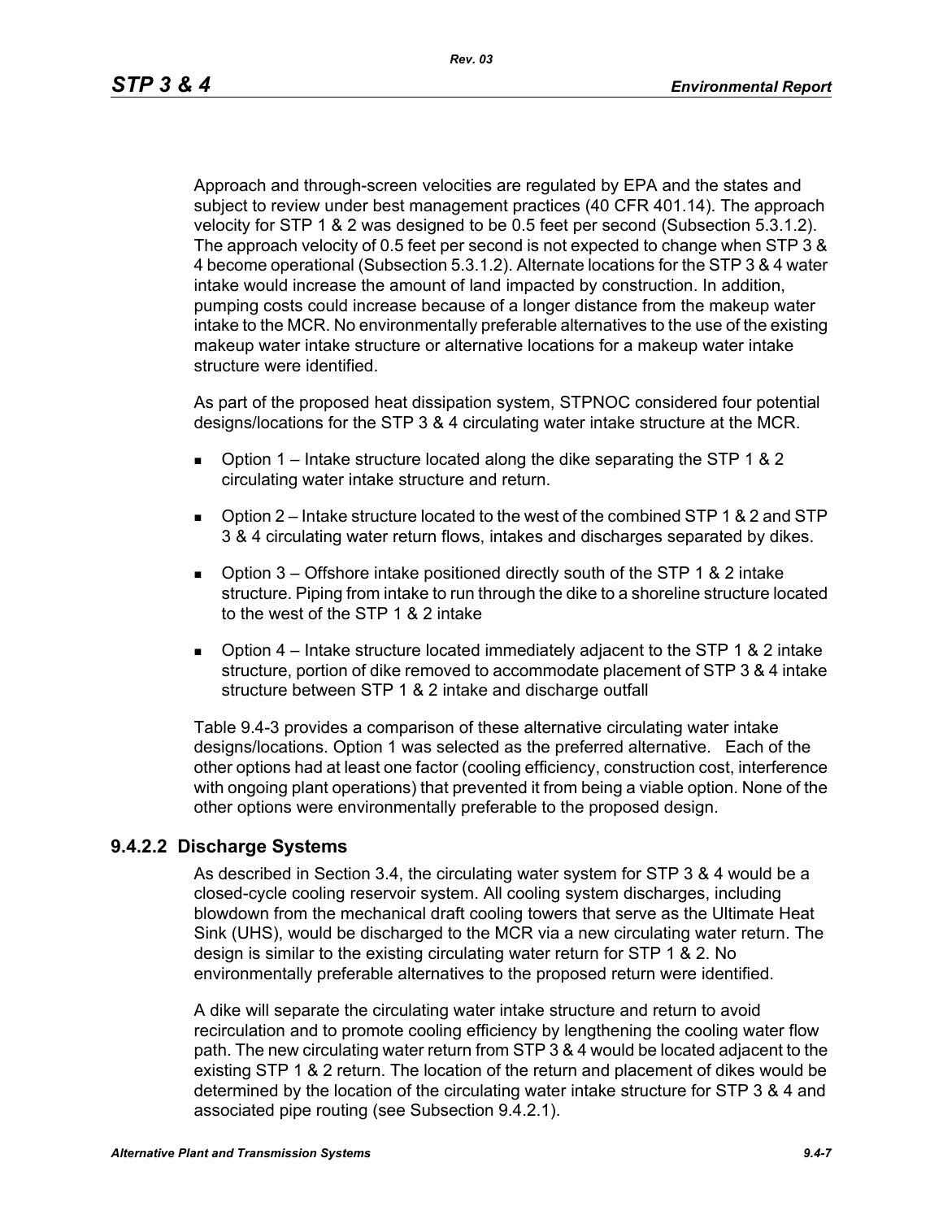Approach and through-screen velocities are regulated by EPA and the states and subject to review under best management practices (40 CFR 401.14). The approach velocity for STP 1 & 2 was designed to be 0.5 feet per second (Subsection 5.3.1.2). The approach velocity of 0.5 feet per second is not expected to change when STP 3 & 4 become operational (Subsection 5.3.1.2). Alternate locations for the STP 3 & 4 water intake would increase the amount of land impacted by construction. In addition, pumping costs could increase because of a longer distance from the makeup water intake to the MCR. No environmentally preferable alternatives to the use of the existing makeup water intake structure or alternative locations for a makeup water intake structure were identified.

As part of the proposed heat dissipation system, STPNOC considered four potential designs/locations for the STP 3 & 4 circulating water intake structure at the MCR.

- Option 1 – Intake structure located along the dike separating the STP 1 & 2 circulating water intake structure and return.
- Option 2 – Intake structure located to the west of the combined STP 1 & 2 and STP 3 & 4 circulating water return flows, intakes and discharges separated by dikes.
- Option 3 – Offshore intake positioned directly south of the STP 1 & 2 intake structure. Piping from intake to run through the dike to a shoreline structure located to the west of the STP 1 & 2 intake
- Option 4 – Intake structure located immediately adjacent to the STP 1 & 2 intake structure, portion of dike removed to accommodate placement of STP 3 & 4 intake structure between STP 1 & 2 intake and discharge outfall

Table 9.4-3 provides a comparison of these alternative circulating water intake designs/locations. Option 1 was selected as the preferred alternative. Each of the other options had at least one factor (cooling efficiency, construction cost, interference with ongoing plant operations) that prevented it from being a viable option. None of the other options were environmentally preferable to the proposed design.

### 9.4.2.2 Discharge Systems

As described in Section 3.4, the circulating water system for STP 3 & 4 would be a closed-cycle cooling reservoir system. All cooling system discharges, including blowdown from the mechanical draft cooling towers that serve as the Ultimate Heat Sink (UHS), would be discharged to the MCR via a new circulating water return. The design is similar to the existing circulating water return for STP 1 & 2. No environmentally preferable alternatives to the proposed return were identified.

A dike will separate the circulating water intake structure and return to avoid recirculation and to promote cooling efficiency by lengthening the cooling water flow path. The new circulating water return from STP 3 & 4 would be located adjacent to the existing STP 1 & 2 return. The location of the return and placement of dikes would be determined by the location of the circulating water intake structure for STP 3 & 4 and associated pipe routing (see Subsection 9.4.2.1).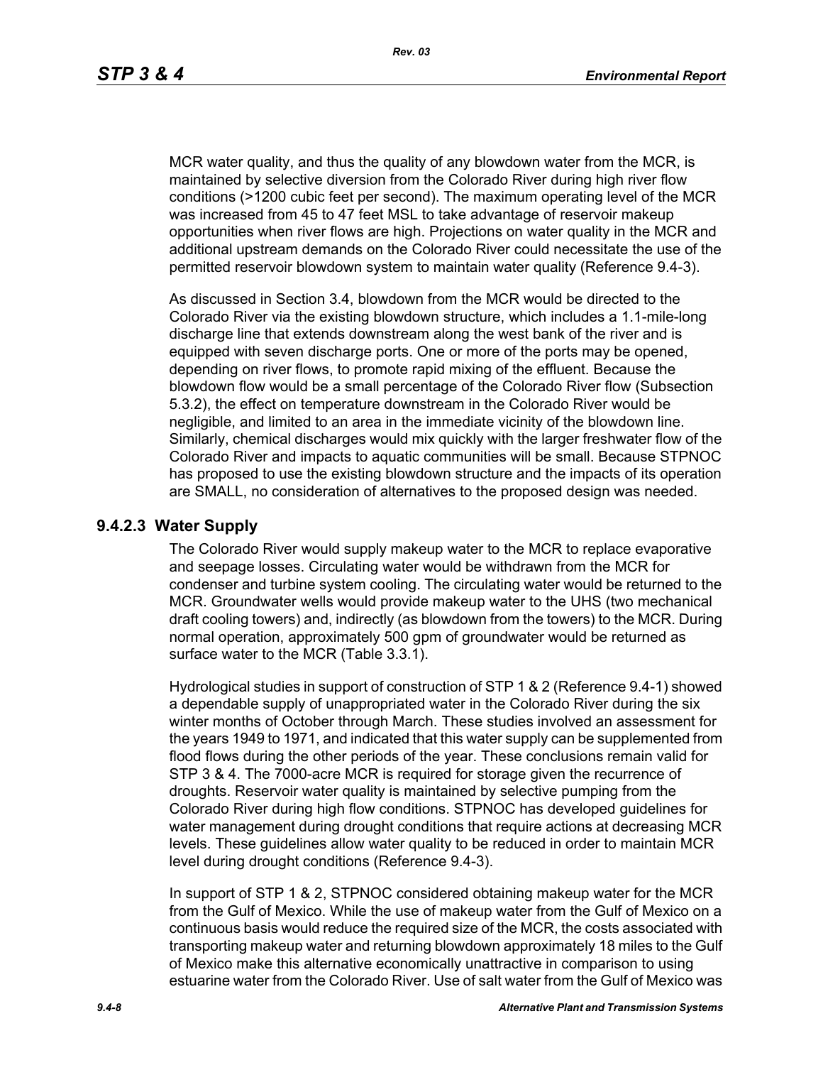MCR water quality, and thus the quality of any blowdown water from the MCR, is maintained by selective diversion from the Colorado River during high river flow conditions (>1200 cubic feet per second). The maximum operating level of the MCR was increased from 45 to 47 feet MSL to take advantage of reservoir makeup opportunities when river flows are high. Projections on water quality in the MCR and additional upstream demands on the Colorado River could necessitate the use of the permitted reservoir blowdown system to maintain water quality (Reference 9.4-3).

As discussed in Section 3.4, blowdown from the MCR would be directed to the Colorado River via the existing blowdown structure, which includes a 1.1-mile-long discharge line that extends downstream along the west bank of the river and is equipped with seven discharge ports. One or more of the ports may be opened, depending on river flows, to promote rapid mixing of the effluent. Because the blowdown flow would be a small percentage of the Colorado River flow (Subsection 5.3.2), the effect on temperature downstream in the Colorado River would be negligible, and limited to an area in the immediate vicinity of the blowdown line. Similarly, chemical discharges would mix quickly with the larger freshwater flow of the Colorado River and impacts to aquatic communities will be small. Because STPNOC has proposed to use the existing blowdown structure and the impacts of its operation are SMALL, no consideration of alternatives to the proposed design was needed.

### 9.4.2.3 Water Supply

The Colorado River would supply makeup water to the MCR to replace evaporative and seepage losses. Circulating water would be withdrawn from the MCR for condenser and turbine system cooling. The circulating water would be returned to the MCR. Groundwater wells would provide makeup water to the UHS (two mechanical draft cooling towers) and, indirectly (as blowdown from the towers) to the MCR. During normal operation, approximately 500 gpm of groundwater would be returned as surface water to the MCR (Table 3.3.1).

Hydrological studies in support of construction of STP 1 & 2 (Reference 9.4-1) showed a dependable supply of unappropriated water in the Colorado River during the six winter months of October through March. These studies involved an assessment for the years 1949 to 1971, and indicated that this water supply can be supplemented from flood flows during the other periods of the year. These conclusions remain valid for STP 3 & 4. The 7000-acre MCR is required for storage given the recurrence of droughts. Reservoir water quality is maintained by selective pumping from the Colorado River during high flow conditions. STPNOC has developed guidelines for water management during drought conditions that require actions at decreasing MCR levels. These guidelines allow water quality to be reduced in order to maintain MCR level during drought conditions (Reference 9.4-3).

In support of STP 1 & 2, STPNOC considered obtaining makeup water for the MCR from the Gulf of Mexico. While the use of makeup water from the Gulf of Mexico on a continuous basis would reduce the required size of the MCR, the costs associated with transporting makeup water and returning blowdown approximately 18 miles to the Gulf of Mexico make this alternative economically unattractive in comparison to using estuarine water from the Colorado River. Use of salt water from the Gulf of Mexico was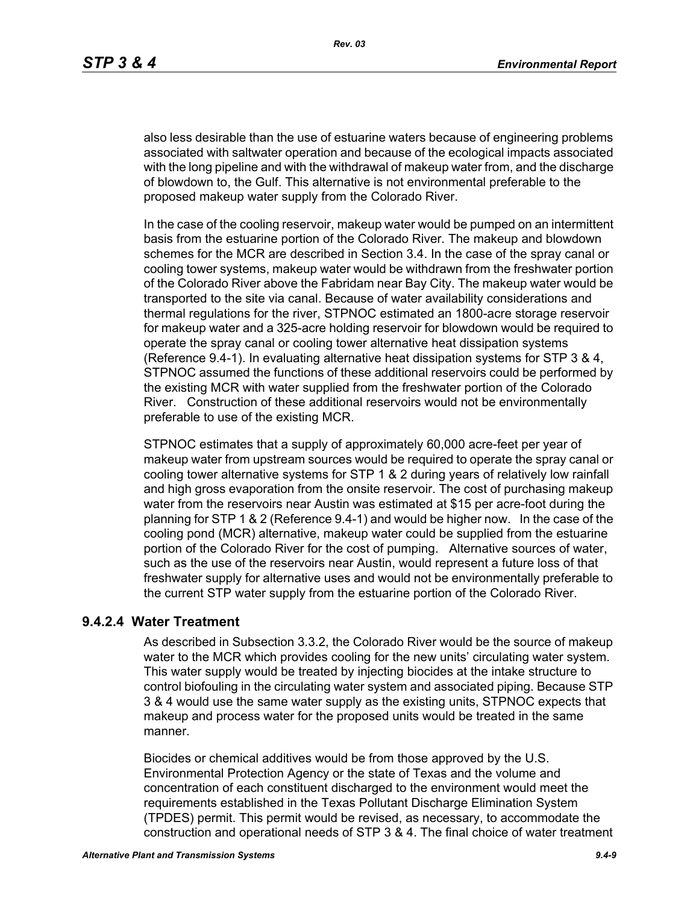also less desirable than the use of estuarine waters because of engineering problems associated with saltwater operation and because of the ecological impacts associated with the long pipeline and with the withdrawal of makeup water from, and the discharge of blowdown to, the Gulf. This alternative is not environmental preferable to the proposed makeup water supply from the Colorado River.

In the case of the cooling reservoir, makeup water would be pumped on an intermittent basis from the estuarine portion of the Colorado River. The makeup and blowdown schemes for the MCR are described in Section 3.4. In the case of the spray canal or cooling tower systems, makeup water would be withdrawn from the freshwater portion of the Colorado River above the Fabridam near Bay City. The makeup water would be transported to the site via canal. Because of water availability considerations and thermal regulations for the river, STPNOC estimated an 1800-acre storage reservoir for makeup water and a 325-acre holding reservoir for blowdown would be required to operate the spray canal or cooling tower alternative heat dissipation systems (Reference 9.4-1). In evaluating alternative heat dissipation systems for STP 3 & 4, STPNOC assumed the functions of these additional reservoirs could be performed by the existing MCR with water supplied from the freshwater portion of the Colorado River. Construction of these additional reservoirs would not be environmentally preferable to use of the existing MCR.

STPNOC estimates that a supply of approximately 60,000 acre-feet per year of makeup water from upstream sources would be required to operate the spray canal or cooling tower alternative systems for STP 1 & 2 during years of relatively low rainfall and high gross evaporation from the onsite reservoir. The cost of purchasing makeup water from the reservoirs near Austin was estimated at $15 per acre-foot during the planning for STP 1 & 2 (Reference 9.4-1) and would be higher now. In the case of the cooling pond (MCR) alternative, makeup water could be supplied from the estuarine portion of the Colorado River for the cost of pumping. Alternative sources of water, such as the use of the reservoirs near Austin, would represent a future loss of that freshwater supply for alternative uses and would not be environmentally preferable to the current STP water supply from the estuarine portion of the Colorado River.

### 9.4.2.4 Water Treatment

As described in Subsection 3.3.2, the Colorado River would be the source of makeup water to the MCR which provides cooling for the new units' circulating water system. This water supply would be treated by injecting biocides at the intake structure to control biofouling in the circulating water system and associated piping. Because STP 3 & 4 would use the same water supply as the existing units, STPNOC expects that makeup and process water for the proposed units would be treated in the same manner.

Biocides or chemical additives would be from those approved by the U.S. Environmental Protection Agency or the state of Texas and the volume and concentration of each constituent discharged to the environment would meet the requirements established in the Texas Pollutant Discharge Elimination System (TPDES) permit. This permit would be revised, as necessary, to accommodate the construction and operational needs of STP 3 & 4. The final choice of water treatment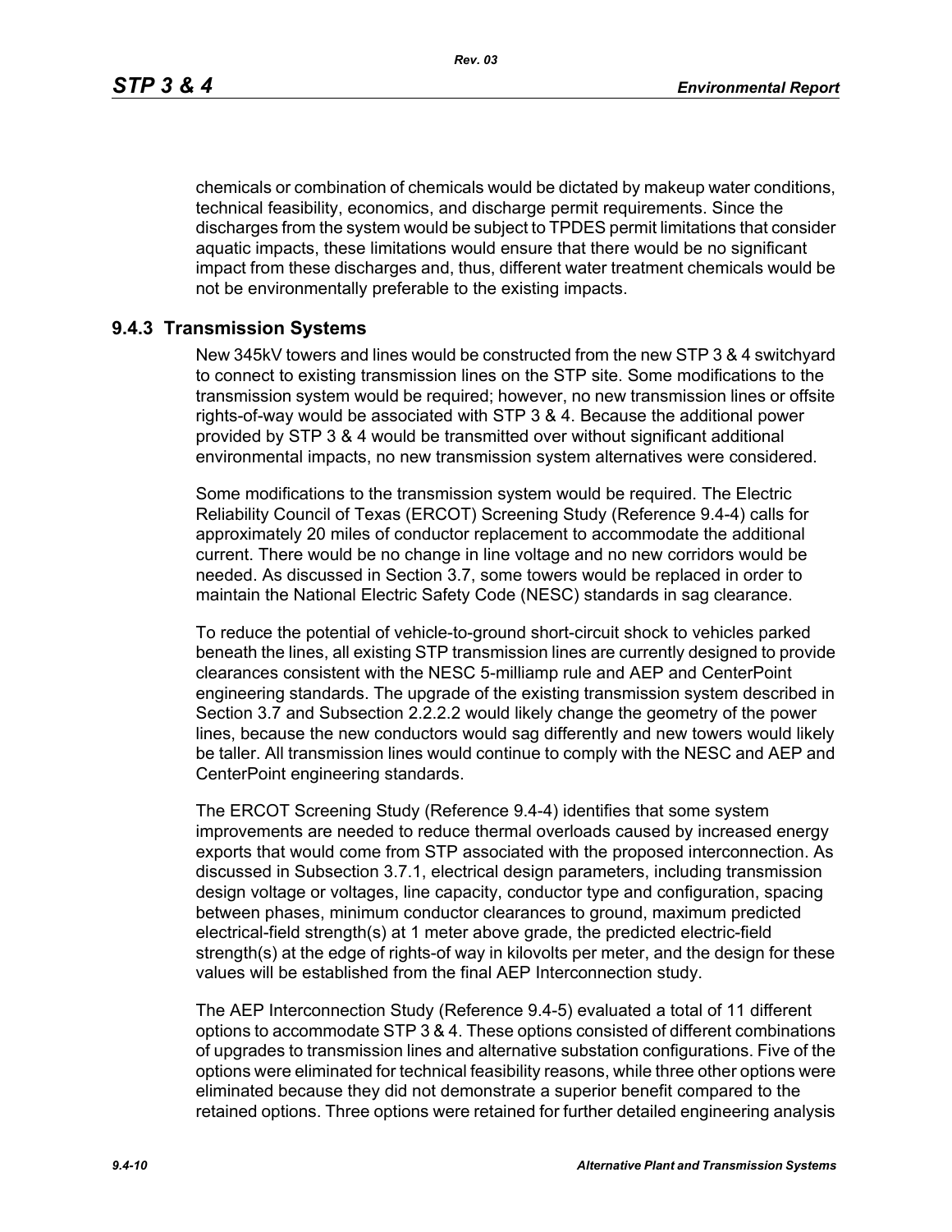chemicals or combination of chemicals would be dictated by makeup water conditions, technical feasibility, economics, and discharge permit requirements. Since the discharges from the system would be subject to TPDES permit limitations that consider aquatic impacts, these limitations would ensure that there would be no significant impact from these discharges and, thus, different water treatment chemicals would be not be environmentally preferable to the existing impacts.

## 9.4.3 Transmission Systems

New 345kV towers and lines would be constructed from the new STP 3 & 4 switchyard to connect to existing transmission lines on the STP site. Some modifications to the transmission system would be required; however, no new transmission lines or offsite rights-of-way would be associated with STP 3 & 4. Because the additional power provided by STP 3 & 4 would be transmitted over without significant additional environmental impacts, no new transmission system alternatives were considered.

Some modifications to the transmission system would be required. The Electric Reliability Council of Texas (ERCOT) Screening Study (Reference 9.4-4) calls for approximately 20 miles of conductor replacement to accommodate the additional current. There would be no change in line voltage and no new corridors would be needed. As discussed in Section 3.7, some towers would be replaced in order to maintain the National Electric Safety Code (NESC) standards in sag clearance.

To reduce the potential of vehicle-to-ground short-circuit shock to vehicles parked beneath the lines, all existing STP transmission lines are currently designed to provide clearances consistent with the NESC 5-milliamp rule and AEP and CenterPoint engineering standards. The upgrade of the existing transmission system described in Section 3.7 and Subsection 2.2.2.2 would likely change the geometry of the power lines, because the new conductors would sag differently and new towers would likely be taller. All transmission lines would continue to comply with the NESC and AEP and CenterPoint engineering standards.

The ERCOT Screening Study (Reference 9.4-4) identifies that some system improvements are needed to reduce thermal overloads caused by increased energy exports that would come from STP associated with the proposed interconnection. As discussed in Subsection 3.7.1, electrical design parameters, including transmission design voltage or voltages, line capacity, conductor type and configuration, spacing between phases, minimum conductor clearances to ground, maximum predicted electrical-field strength(s) at 1 meter above grade, the predicted electric-field strength(s) at the edge of rights-of way in kilovolts per meter, and the design for these values will be established from the final AEP Interconnection study.

The AEP Interconnection Study (Reference 9.4-5) evaluated a total of 11 different options to accommodate STP 3 & 4. These options consisted of different combinations of upgrades to transmission lines and alternative substation configurations. Five of the options were eliminated for technical feasibility reasons, while three other options were eliminated because they did not demonstrate a superior benefit compared to the retained options. Three options were retained for further detailed engineering analysis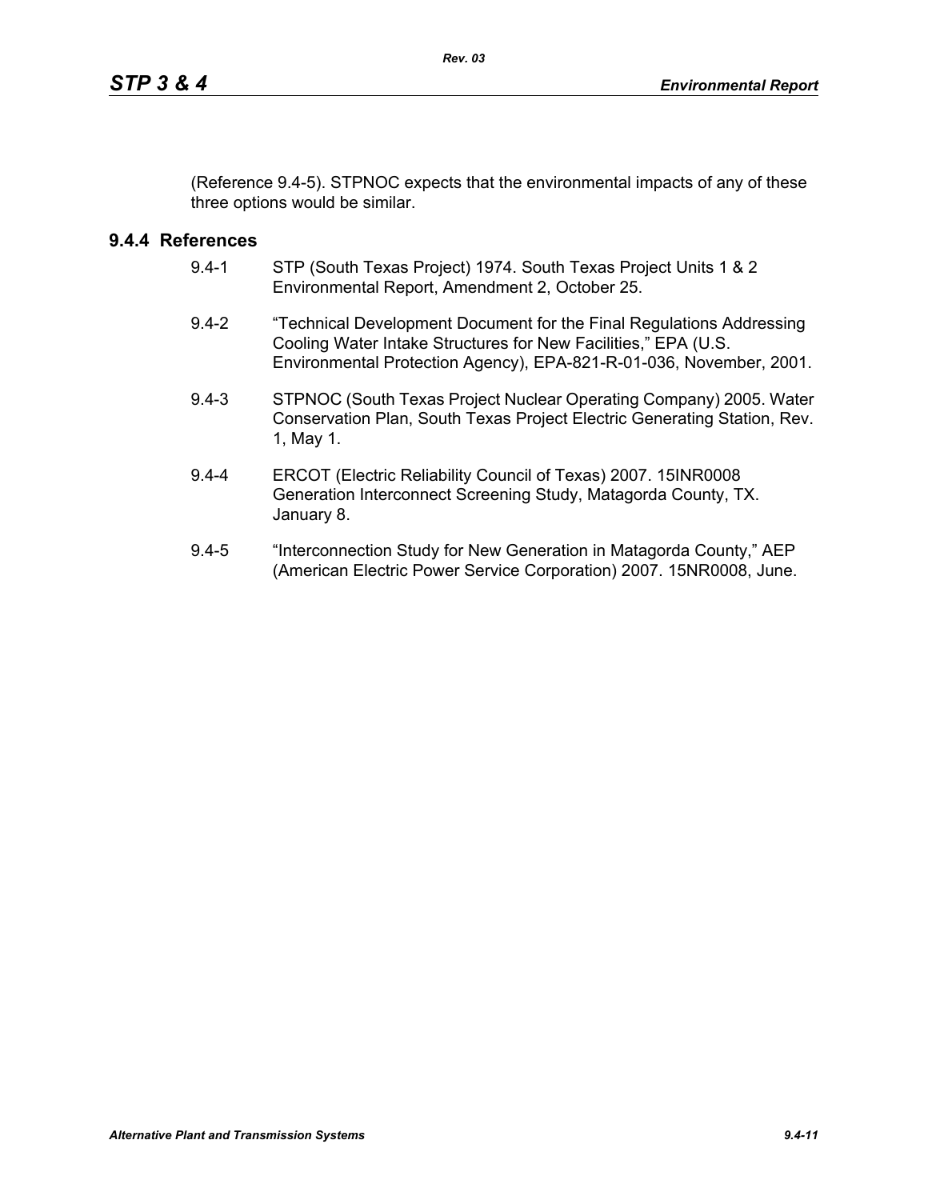(Reference 9.4-5). STPNOC expects that the environmental impacts of any of these three options would be similar.

### 9.4.4 References

9.4-1 STP (South Texas Project) 1974. South Texas Project Units 1 & 2 Environmental Report, Amendment 2, October 25.

9.4-2 "Technical Development Document for the Final Regulations Addressing Cooling Water Intake Structures for New Facilities," EPA (U.S. Environmental Protection Agency), EPA-821-R-01-036, November, 2001.

9.4-3 STPNOC (South Texas Project Nuclear Operating Company) 2005. Water Conservation Plan, South Texas Project Electric Generating Station, Rev. 1, May 1.

9.4-4 ERCOT (Electric Reliability Council of Texas) 2007. 15INR0008 Generation Interconnect Screening Study, Matagorda County, TX. January 8.

9.4-5 "Interconnection Study for New Generation in Matagorda County," AEP (American Electric Power Service Corporation) 2007. 15NR0008, June.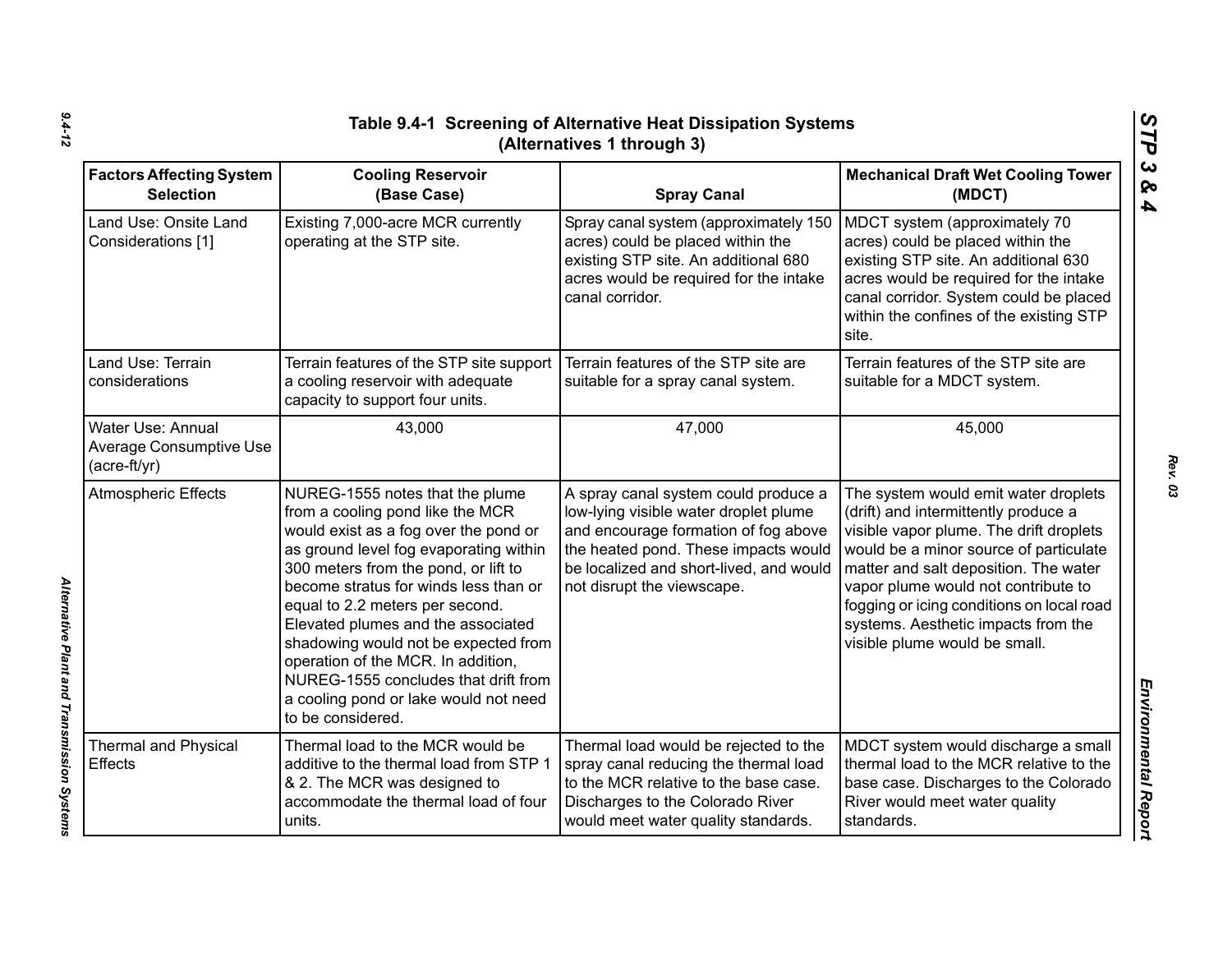# Table 9.4-1 Screening of Alternative Heat Dissipation Systems (Alternatives 1 through 3)

| Factors Affecting System Selection | Cooling Reservoir (Base Case) | Spray Canal | Mechanical Draft Wet Cooling Tower (MDCT) |
|---|---|---|---|
| Land Use: Onsite Land Considerations [1] | Existing 7,000-acre MCR currently operating at the STP site. | Spray canal system (approximately 150 acres) could be placed within the existing STP site. An additional 680 acres would be required for the intake canal corridor. | MDCT system (approximately 70 acres) could be placed within the existing STP site. An additional 630 acres would be required for the intake canal corridor. System could be placed within the confines of the existing STP site. |
| Land Use: Terrain considerations | Terrain features of the STP site support a cooling reservoir with adequate capacity to support four units. | Terrain features of the STP site are suitable for a spray canal system. | Terrain features of the STP site are suitable for a MDCT system. |
| Water Use: Annual Average Consumptive Use (acre-ft/yr) | 43,000 | 47,000 | 45,000 |
| Atmospheric Effects | NUREG-1555 notes that the plume from a cooling pond like the MCR would exist as a fog over the pond or as ground level fog evaporating within 300 meters from the pond, or lift to become stratus for winds less than or equal to 2.2 meters per second. Elevated plumes and the associated shadowing would not be expected from operation of the MCR. In addition, NUREG-1555 concludes that drift from a cooling pond or lake would not need to be considered. | A spray canal system could produce a low-lying visible water droplet plume and encourage formation of fog above the heated pond. These impacts would be localized and short-lived, and would not disrupt the viewscape. | The system would emit water droplets (drift) and intermittently produce a visible vapor plume. The drift droplets would be a minor source of particulate matter and salt deposition. The water vapor plume would not contribute to fogging or icing conditions on local road systems. Aesthetic impacts from the visible plume would be small. |
| Thermal and Physical Effects | Thermal load to the MCR would be additive to the thermal load from STP 1 & 2. The MCR was designed to accommodate the thermal load of four units. | Thermal load would be rejected to the spray canal reducing the thermal load to the MCR relative to the base case. Discharges to the Colorado River would meet water quality standards. | MDCT system would discharge a small thermal load to the MCR relative to the base case. Discharges to the Colorado River would meet water quality standards. |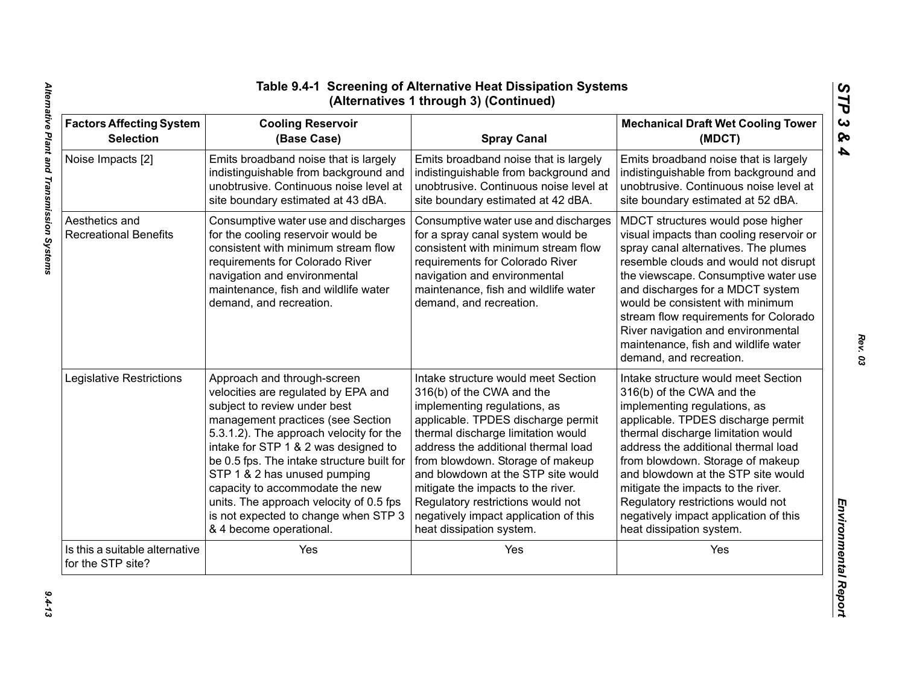## Table 9.4-1 Screening of Alternative Heat Dissipation Systems (Alternatives 1 through 3) (Continued)

| Factors Affecting System Selection | Cooling Reservoir (Base Case) | Spray Canal | Mechanical Draft Wet Cooling Tower (MDCT) |
|---|---|---|---|
| Noise Impacts [2] | Emits broadband noise that is largely indistinguishable from background and unobtrusive. Continuous noise level at site boundary estimated at 43 dBA. | Emits broadband noise that is largely indistinguishable from background and unobtrusive. Continuous noise level at site boundary estimated at 42 dBA. | Emits broadband noise that is largely indistinguishable from background and unobtrusive. Continuous noise level at site boundary estimated at 52 dBA. |
| Aesthetics and Recreational Benefits | Consumptive water use and discharges for the cooling reservoir would be consistent with minimum stream flow requirements for Colorado River navigation and environmental maintenance, fish and wildlife water demand, and recreation. | Consumptive water use and discharges for a spray canal system would be consistent with minimum stream flow requirements for Colorado River navigation and environmental maintenance, fish and wildlife water demand, and recreation. | MDCT structures would pose higher visual impacts than cooling reservoir or spray canal alternatives. The plumes resemble clouds and would not disrupt the viewscape. Consumptive water use and discharges for a MDCT system would be consistent with minimum stream flow requirements for Colorado River navigation and environmental maintenance, fish and wildlife water demand, and recreation. |
| Legislative Restrictions | Approach and through-screen velocities are regulated by EPA and subject to review under best management practices (see Section 5.3.1.2). The approach velocity for the intake for STP 1 & 2 was designed to be 0.5 fps. The intake structure built for STP 1 & 2 has unused pumping capacity to accommodate the new units. The approach velocity of 0.5 fps is not expected to change when STP 3 & 4 become operational. | Intake structure would meet Section 316(b) of the CWA and the implementing regulations, as applicable. TPDES discharge permit thermal discharge limitation would address the additional thermal load from blowdown. Storage of makeup and blowdown at the STP site would mitigate the impacts to the river. Regulatory restrictions would not negatively impact application of this heat dissipation system. | Intake structure would meet Section 316(b) of the CWA and the implementing regulations, as applicable. TPDES discharge permit thermal discharge limitation would address the additional thermal load from blowdown. Storage of makeup and blowdown at the STP site would mitigate the impacts to the river. Regulatory restrictions would not negatively impact application of this heat dissipation system. |
| Is this a suitable alternative for the STP site? | Yes | Yes | Yes |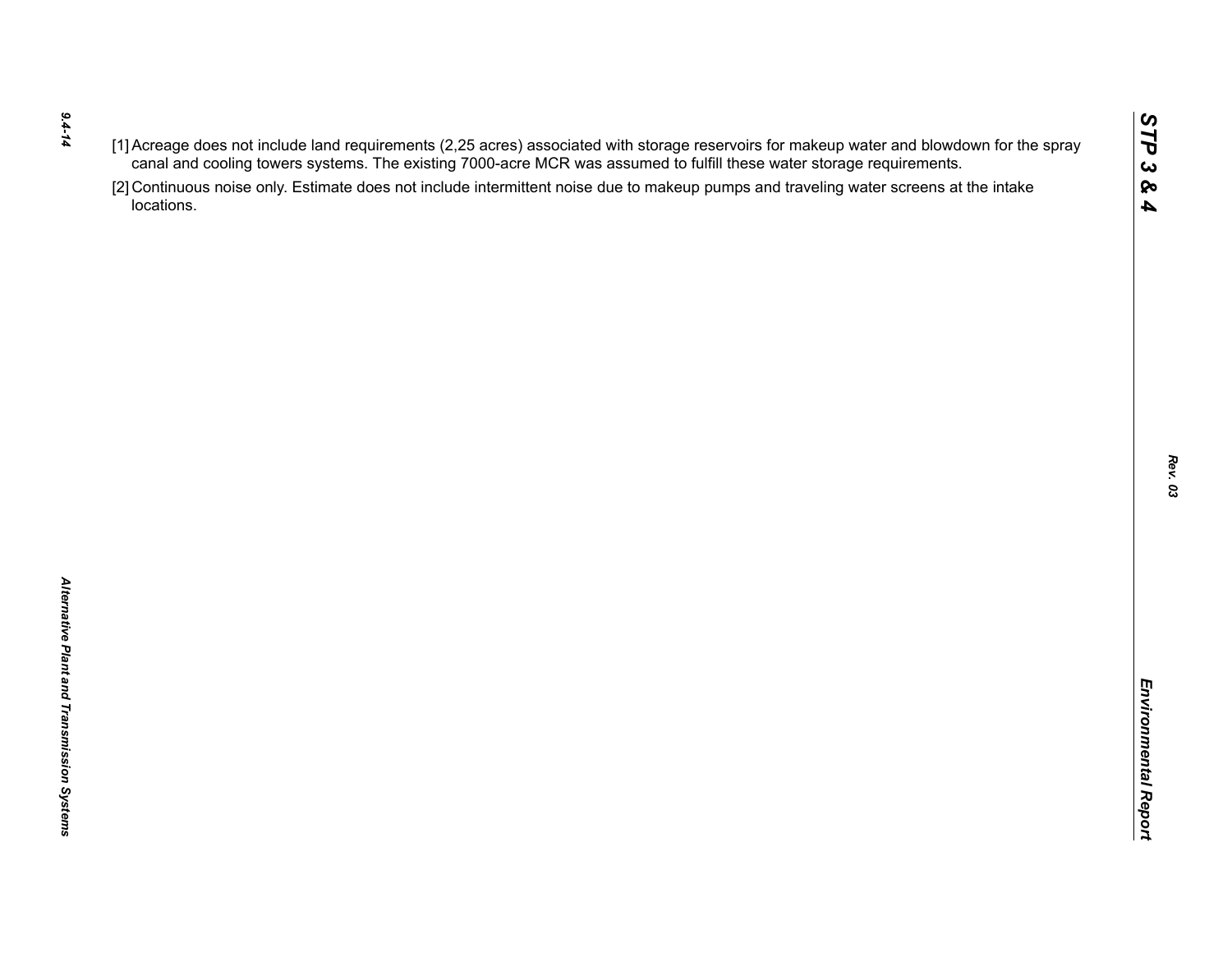[1] Acreage does not include land requirements (2,25 acres) associated with storage reservoirs for makeup water and blowdown for the spray canal and cooling towers systems. The existing 7000-acre MCR was assumed to fulfill these water storage requirements.

[2] Continuous noise only. Estimate does not include intermittent noise due to makeup pumps and traveling water screens at the intake locations.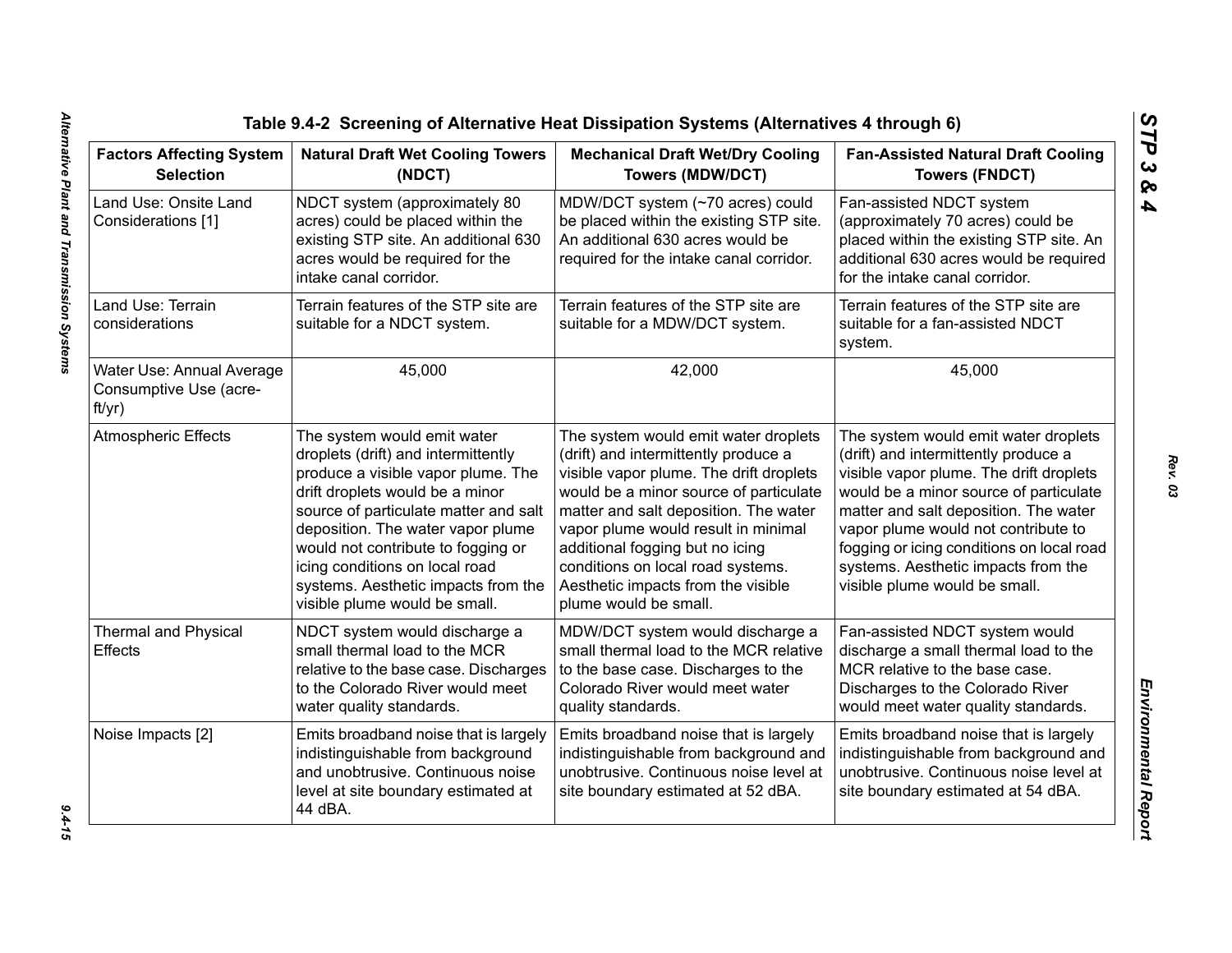**Table 9.4-2 Screening of Alternative Heat Dissipation Systems (Alternatives 4 through 6)**

| Factors Affecting System Selection | Natural Draft Wet Cooling Towers (NDCT) | Mechanical Draft Wet/Dry Cooling Towers (MDW/DCT) | Fan-Assisted Natural Draft Cooling Towers (FNDCT) |
|---|---|---|---|
| Land Use: Onsite Land Considerations [1] | NDCT system (approximately 80 acres) could be placed within the existing STP site. An additional 630 acres would be required for the intake canal corridor. | MDW/DCT system (~70 acres) could be placed within the existing STP site. An additional 630 acres would be required for the intake canal corridor. | Fan-assisted NDCT system (approximately 70 acres) could be placed within the existing STP site. An additional 630 acres would be required for the intake canal corridor. |
| Land Use: Terrain considerations | Terrain features of the STP site are suitable for a NDCT system. | Terrain features of the STP site are suitable for a MDW/DCT system. | Terrain features of the STP site are suitable for a fan-assisted NDCT system. |
| Water Use: Annual Average Consumptive Use (acre-ft/yr) | 45,000 | 42,000 | 45,000 |
| Atmospheric Effects | The system would emit water droplets (drift) and intermittently produce a visible vapor plume. The drift droplets would be a minor source of particulate matter and salt deposition. The water vapor plume would not contribute to fogging or icing conditions on local road systems. Aesthetic impacts from the visible plume would be small. | The system would emit water droplets (drift) and intermittently produce a visible vapor plume. The drift droplets would be a minor source of particulate matter and salt deposition. The water vapor plume would result in minimal additional fogging but no icing conditions on local road systems. Aesthetic impacts from the visible plume would be small. | The system would emit water droplets (drift) and intermittently produce a visible vapor plume. The drift droplets would be a minor source of particulate matter and salt deposition. The water vapor plume would not contribute to fogging or icing conditions on local road systems. Aesthetic impacts from the visible plume would be small. |
| Thermal and Physical Effects | NDCT system would discharge a small thermal load to the MCR relative to the base case. Discharges to the Colorado River would meet water quality standards. | MDW/DCT system would discharge a small thermal load to the MCR relative to the base case. Discharges to the Colorado River would meet water quality standards. | Fan-assisted NDCT system would discharge a small thermal load to the MCR relative to the base case. Discharges to the Colorado River would meet water quality standards. |
| Noise Impacts [2] | Emits broadband noise that is largely indistinguishable from background and unobtrusive. Continuous noise level at site boundary estimated at 44 dBA. | Emits broadband noise that is largely indistinguishable from background and unobtrusive. Continuous noise level at site boundary estimated at 52 dBA. | Emits broadband noise that is largely indistinguishable from background and unobtrusive. Continuous noise level at site boundary estimated at 54 dBA. |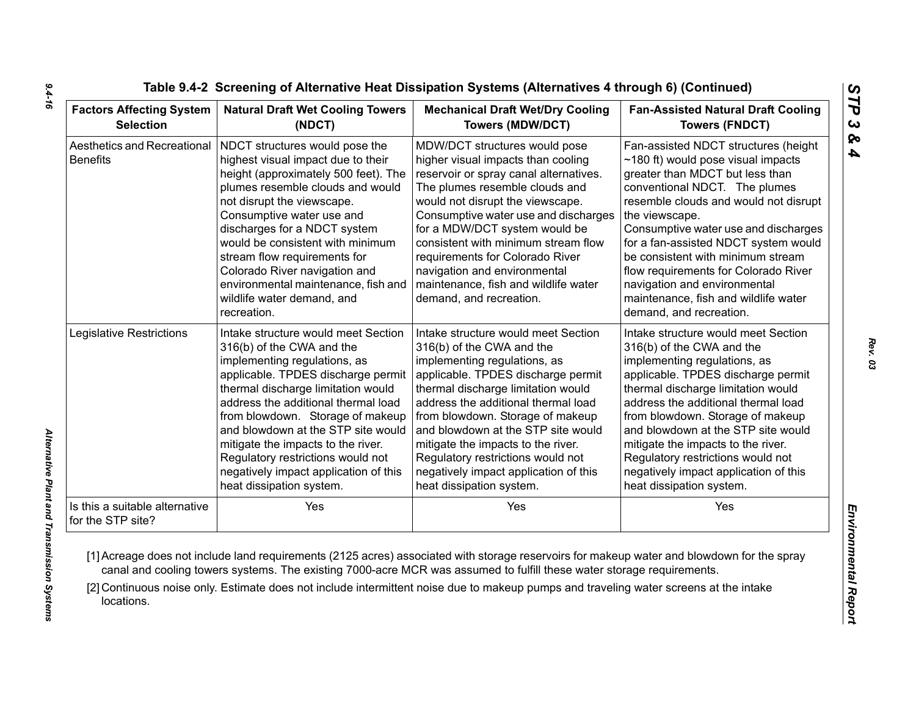### Table 9.4-2 Screening of Alternative Heat Dissipation Systems (Alternatives 4 through 6) (Continued)

| Factors Affecting System Selection | Natural Draft Wet Cooling Towers (NDCT) | Mechanical Draft Wet/Dry Cooling Towers (MDW/DCT) | Fan-Assisted Natural Draft Cooling Towers (FNDCT) |
|---|---|---|---|
| Aesthetics and Recreational Benefits | NDCT structures would pose the highest visual impact due to their height (approximately 500 feet). The plumes resemble clouds and would not disrupt the viewscape. Consumptive water use and discharges for a NDCT system would be consistent with minimum stream flow requirements for Colorado River navigation and environmental maintenance, fish and wildlife water demand, and recreation. | MDW/DCT structures would pose higher visual impacts than cooling reservoir or spray canal alternatives. The plumes resemble clouds and would not disrupt the viewscape. Consumptive water use and discharges for a MDW/DCT system would be consistent with minimum stream flow requirements for Colorado River navigation and environmental maintenance, fish and wildlife water demand, and recreation. | Fan-assisted NDCT structures (height ~180 ft) would pose visual impacts greater than MDCT but less than conventional NDCT. The plumes resemble clouds and would not disrupt the viewscape. Consumptive water use and discharges for a fan-assisted NDCT system would be consistent with minimum stream flow requirements for Colorado River navigation and environmental maintenance, fish and wildlife water demand, and recreation. |
| Legislative Restrictions | Intake structure would meet Section 316(b) of the CWA and the implementing regulations, as applicable. TPDES discharge permit thermal discharge limitation would address the additional thermal load from blowdown. Storage of makeup and blowdown at the STP site would mitigate the impacts to the river. Regulatory restrictions would not negatively impact application of this heat dissipation system. | Intake structure would meet Section 316(b) of the CWA and the implementing regulations, as applicable. TPDES discharge permit thermal discharge limitation would address the additional thermal load from blowdown. Storage of makeup and blowdown at the STP site would mitigate the impacts to the river. Regulatory restrictions would not negatively impact application of this heat dissipation system. | Intake structure would meet Section 316(b) of the CWA and the implementing regulations, as applicable. TPDES discharge permit thermal discharge limitation would address the additional thermal load from blowdown. Storage of makeup and blowdown at the STP site would mitigate the impacts to the river. Regulatory restrictions would not negatively impact application of this heat dissipation system. |
| Is this a suitable alternative for the STP site? | Yes | Yes | Yes |

[1] Acreage does not include land requirements (2125 acres) associated with storage reservoirs for makeup water and blowdown for the spray canal and cooling towers systems. The existing 7000-acre MCR was assumed to fulfill these water storage requirements.

[2] Continuous noise only. Estimate does not include intermittent noise due to makeup pumps and traveling water screens at the intake locations.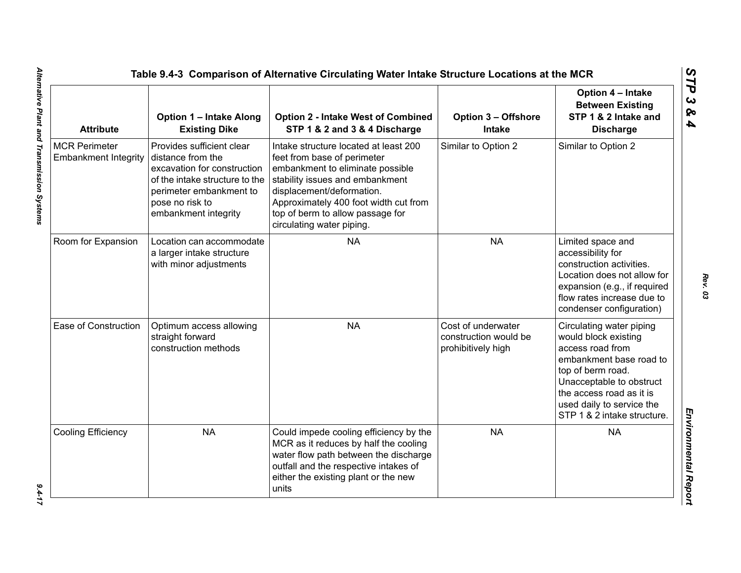## Table 9.4-3 Comparison of Alternative Circulating Water Intake Structure Locations at the MCR

| Attribute | Option 1 – Intake Along Existing Dike | Option 2 - Intake West of Combined STP 1 & 2 and 3 & 4 Discharge | Option 3 – Offshore Intake | Option 4 – Intake Between Existing STP 1 & 2 Intake and Discharge |
|---|---|---|---|---|
| MCR Perimeter Embankment Integrity | Provides sufficient clear distance from the excavation for construction of the intake structure to the perimeter embankment to pose no risk to embankment integrity | Intake structure located at least 200 feet from base of perimeter embankment to eliminate possible stability issues and embankment displacement/deformation. Approximately 400 foot width cut from top of berm to allow passage for circulating water piping. | Similar to Option 2 | Similar to Option 2 |
| Room for Expansion | Location can accommodate a larger intake structure with minor adjustments | NA | NA | Limited space and accessibility for construction activities. Location does not allow for expansion (e.g., if required flow rates increase due to condenser configuration) |
| Ease of Construction | Optimum access allowing straight forward construction methods | NA | Cost of underwater construction would be prohibitively high | Circulating water piping would block existing access road from embankment base road to top of berm road. Unacceptable to obstruct the access road as it is used daily to service the STP 1 & 2 intake structure. |
| Cooling Efficiency | NA | Could impede cooling efficiency by the MCR as it reduces by half the cooling water flow path between the discharge outfall and the respective intakes of either the existing plant or the new units | NA | NA |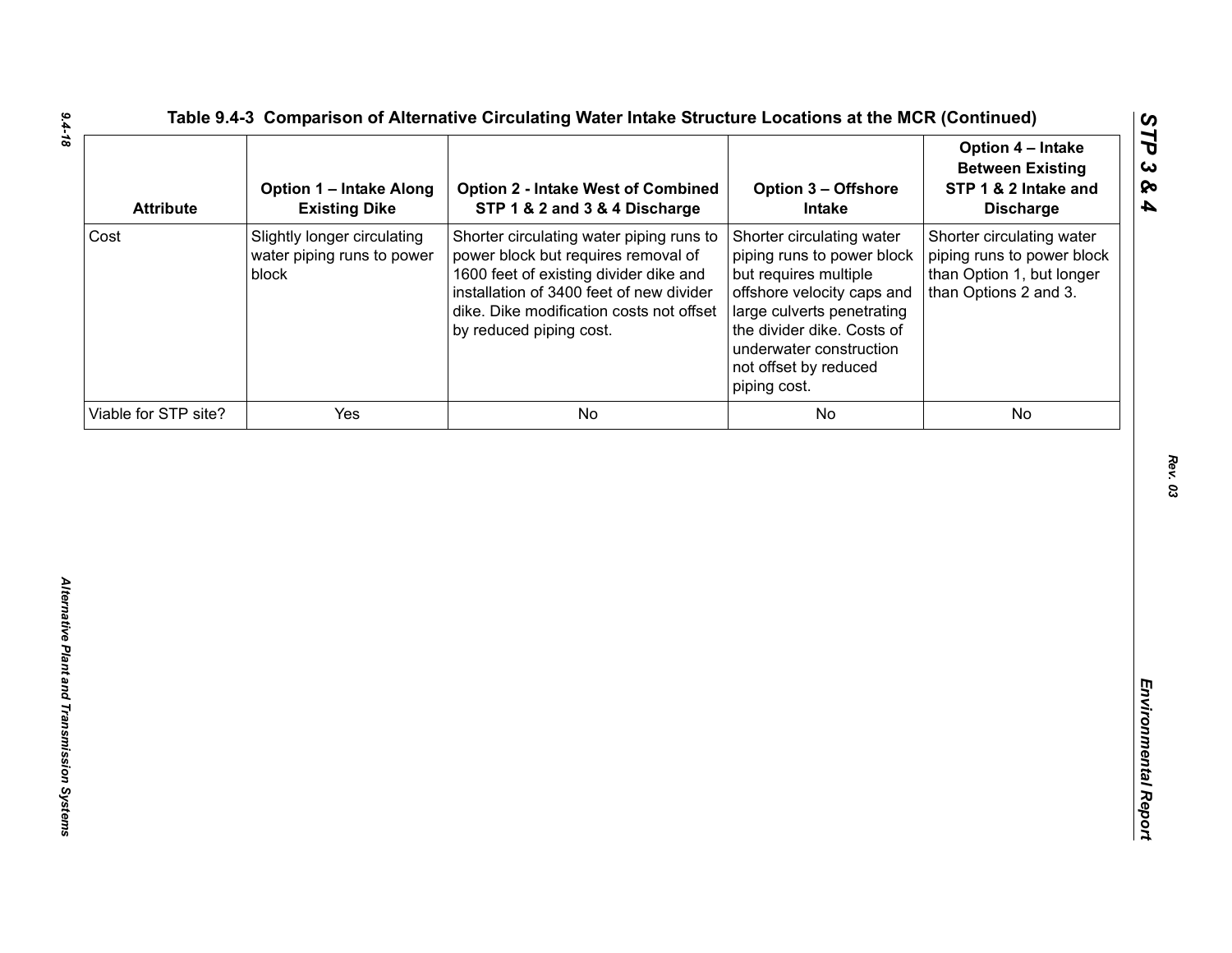## Table 9.4-3 Comparison of Alternative Circulating Water Intake Structure Locations at the MCR (Continued)

| Attribute | Option 1 – Intake Along Existing Dike | Option 2 - Intake West of Combined STP 1 & 2 and 3 & 4 Discharge | Option 3 – Offshore Intake | Option 4 – Intake Between Existing STP 1 & 2 Intake and Discharge |
|---|---|---|---|---|
| Cost | Slightly longer circulating water piping runs to power block | Shorter circulating water piping runs to power block but requires removal of 1600 feet of existing divider dike and installation of 3400 feet of new divider dike. Dike modification costs not offset by reduced piping cost. | Shorter circulating water piping runs to power block but requires multiple offshore velocity caps and large culverts penetrating the divider dike. Costs of underwater construction not offset by reduced piping cost. | Shorter circulating water piping runs to power block than Option 1, but longer than Options 2 and 3. |
| Viable for STP site? | Yes | No | No | No |